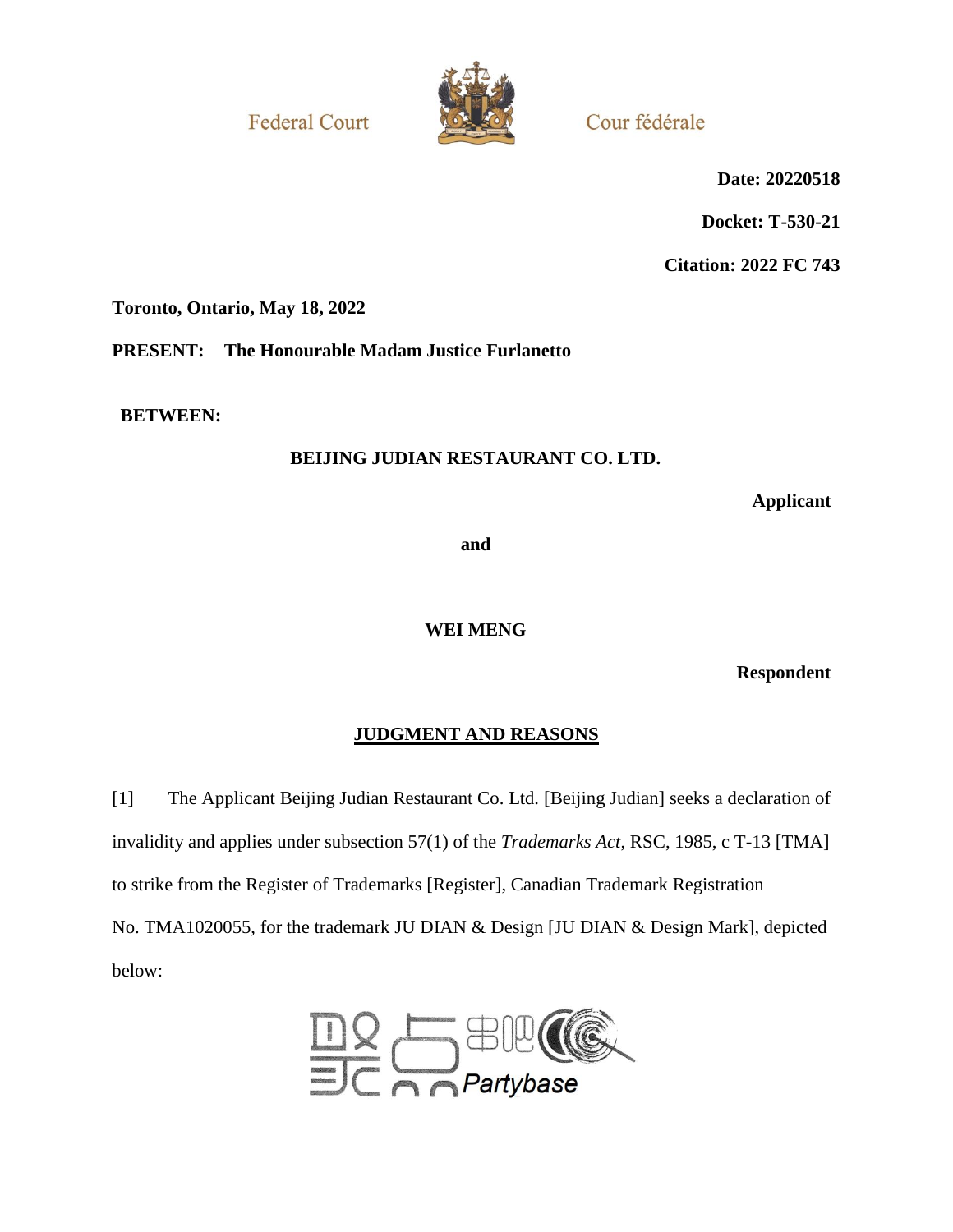Federal Court

Cour fédérale

**Date: 20220518**

**Docket: T-530-21**

**Citation: 2022 FC 743**

**Toronto, Ontario, May 18, 2022**

**PRESENT: The Honourable Madam Justice Furlanetto**

**BETWEEN:**

**BEIJING JUDIAN RESTAURANT CO. LTD.**

**Applicant**

**and**

**WEI MENG**

**Respondent**

## JUDGMENT AND REASONS

[1] The Applicant Beijing Judian Restaurant Co. Ltd. [Beijing Judian] seeks a declaration of invalidity and applies under subsection 57(1) of the *Trademarks Act*, RSC, 1985, c T-13 [TMA] to strike from the Register of Trademarks [Register], Canadian Trademark Registration No. TMA1020055, for the trademark JU DIAN & Design [JU DIAN & Design Mark], depicted below:

聚点串吧 Partybase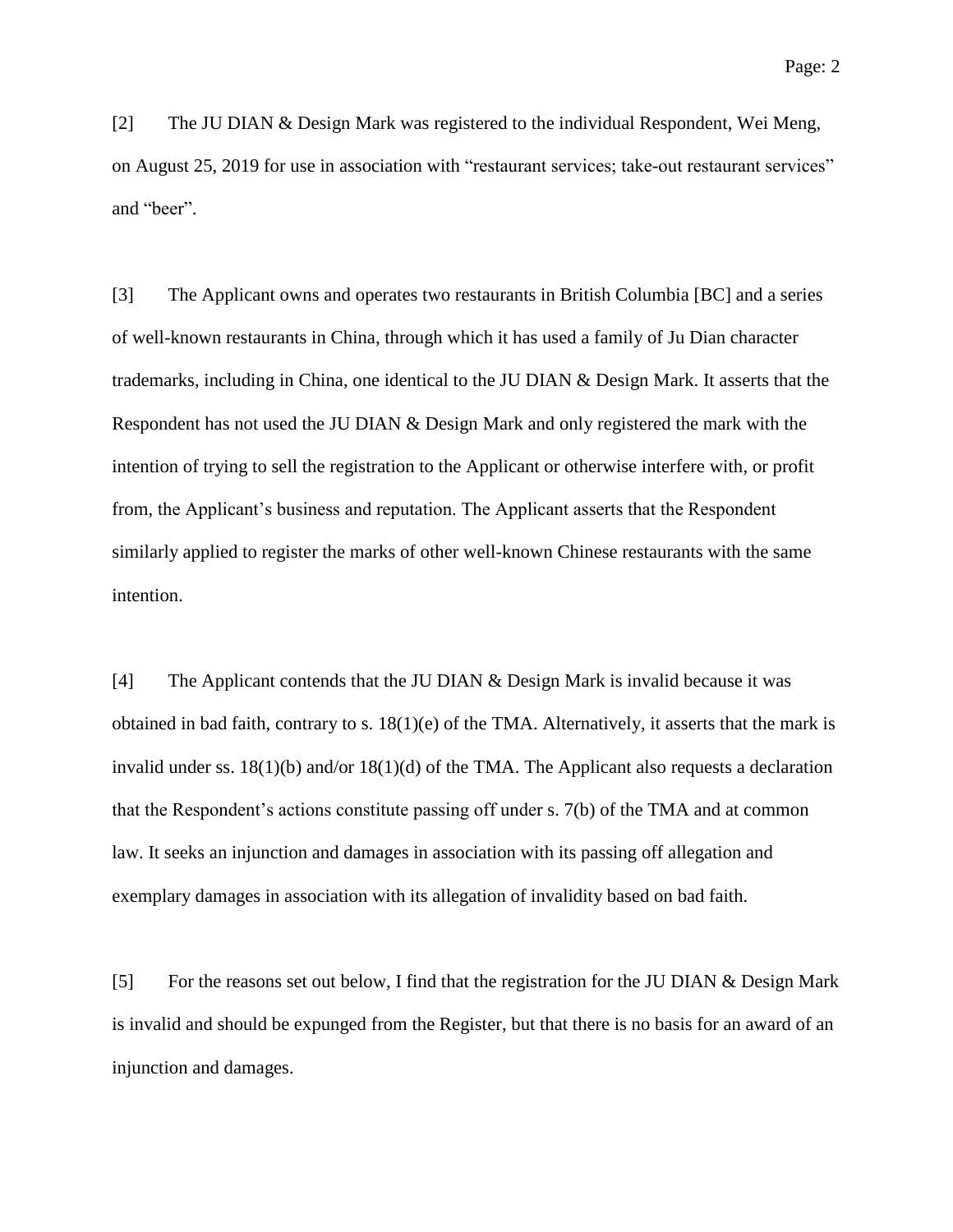[2] The JU DIAN & Design Mark was registered to the individual Respondent, Wei Meng, on August 25, 2019 for use in association with "restaurant services; take-out restaurant services" and "beer".

[3] The Applicant owns and operates two restaurants in British Columbia [BC] and a series of well-known restaurants in China, through which it has used a family of Ju Dian character trademarks, including in China, one identical to the JU DIAN & Design Mark. It asserts that the Respondent has not used the JU DIAN & Design Mark and only registered the mark with the intention of trying to sell the registration to the Applicant or otherwise interfere with, or profit from, the Applicant's business and reputation. The Applicant asserts that the Respondent similarly applied to register the marks of other well-known Chinese restaurants with the same intention.

[4] The Applicant contends that the JU DIAN & Design Mark is invalid because it was obtained in bad faith, contrary to s. 18(1)(e) of the TMA. Alternatively, it asserts that the mark is invalid under ss. 18(1)(b) and/or 18(1)(d) of the TMA. The Applicant also requests a declaration that the Respondent's actions constitute passing off under s. 7(b) of the TMA and at common law. It seeks an injunction and damages in association with its passing off allegation and exemplary damages in association with its allegation of invalidity based on bad faith.

[5] For the reasons set out below, I find that the registration for the JU DIAN & Design Mark is invalid and should be expunged from the Register, but that there is no basis for an award of an injunction and damages.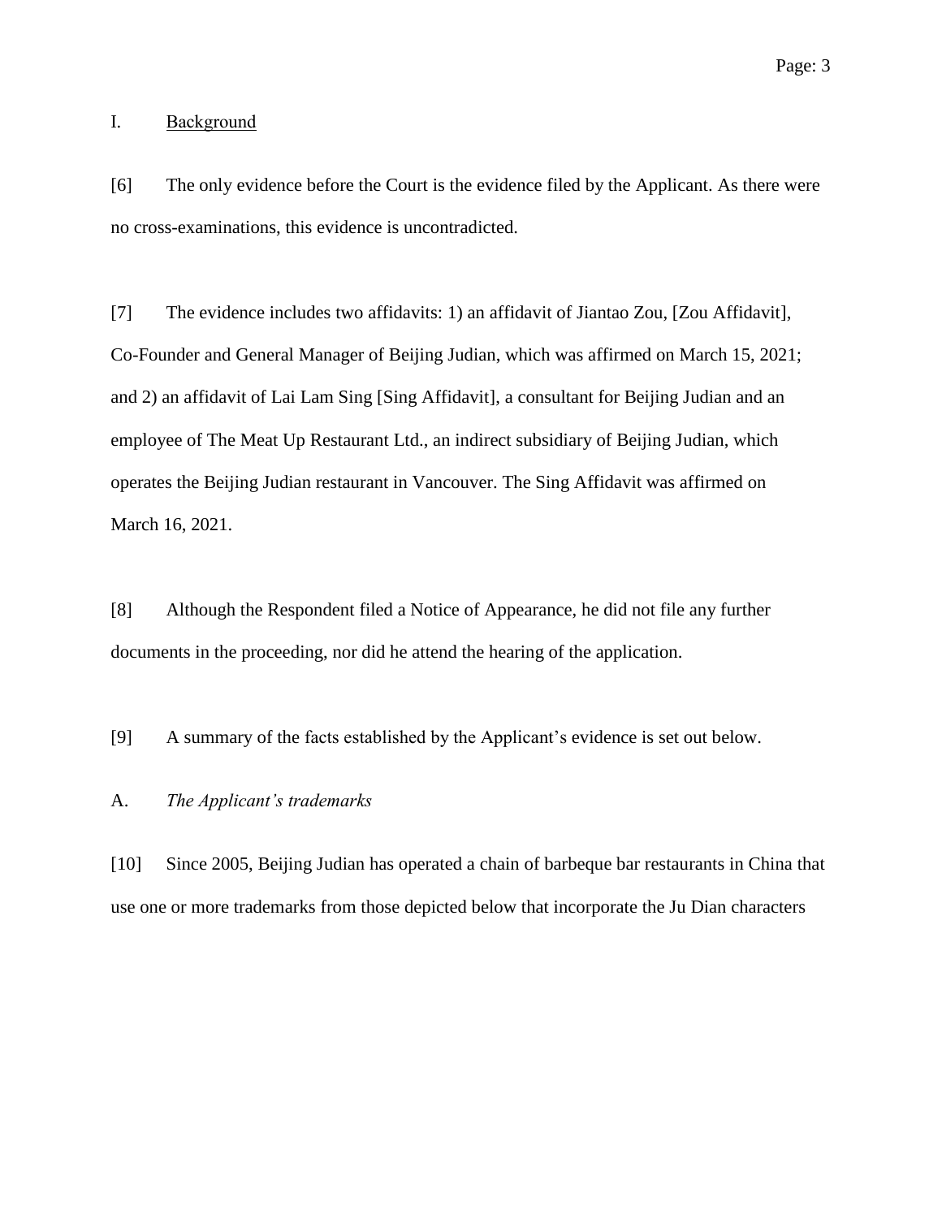## I. Background

[6] The only evidence before the Court is the evidence filed by the Applicant. As there were no cross-examinations, this evidence is uncontradicted.

[7] The evidence includes two affidavits: 1) an affidavit of Jiantao Zou, [Zou Affidavit], Co-Founder and General Manager of Beijing Judian, which was affirmed on March 15, 2021; and 2) an affidavit of Lai Lam Sing [Sing Affidavit], a consultant for Beijing Judian and an employee of The Meat Up Restaurant Ltd., an indirect subsidiary of Beijing Judian, which operates the Beijing Judian restaurant in Vancouver. The Sing Affidavit was affirmed on March 16, 2021.

[8] Although the Respondent filed a Notice of Appearance, he did not file any further documents in the proceeding, nor did he attend the hearing of the application.

[9] A summary of the facts established by the Applicant's evidence is set out below.

### A. *The Applicant's trademarks*

[10] Since 2005, Beijing Judian has operated a chain of barbeque bar restaurants in China that use one or more trademarks from those depicted below that incorporate the Ju Dian characters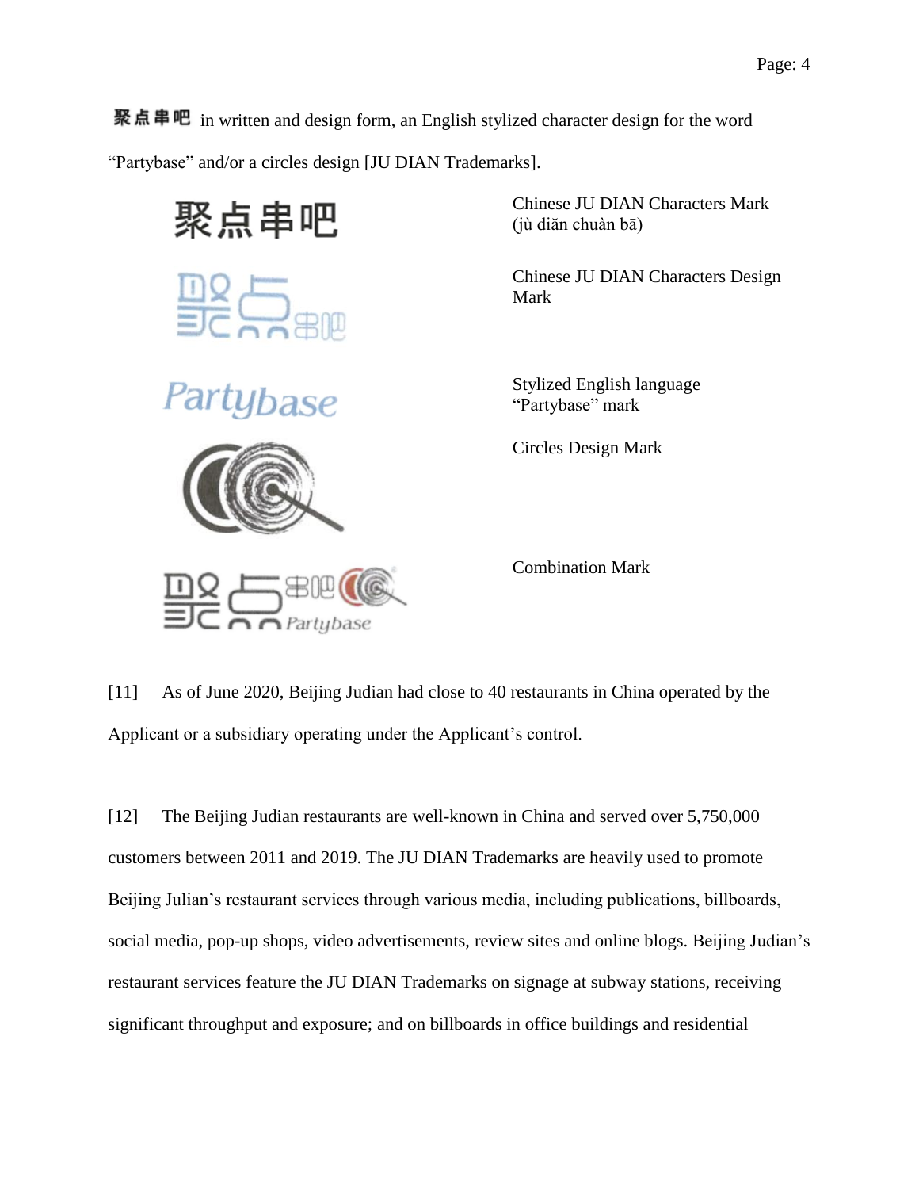聚点串吧 in written and design form, an English stylized character design for the word "Partybase" and/or a circles design [JU DIAN Trademarks].

| | |
|---|---|
| 聚点串吧 | Chinese JU DIAN Characters Mark (jù diǎn chuàn bā) |
| | Chinese JU DIAN Characters Design Mark |
| Partybase | Stylized English language "Partybase" mark |
| | Circles Design Mark |
| | Combination Mark |

[11] As of June 2020, Beijing Judian had close to 40 restaurants in China operated by the Applicant or a subsidiary operating under the Applicant's control.

[12] The Beijing Judian restaurants are well-known in China and served over 5,750,000 customers between 2011 and 2019. The JU DIAN Trademarks are heavily used to promote Beijing Julian's restaurant services through various media, including publications, billboards, social media, pop-up shops, video advertisements, review sites and online blogs. Beijing Judian's restaurant services feature the JU DIAN Trademarks on signage at subway stations, receiving significant throughput and exposure; and on billboards in office buildings and residential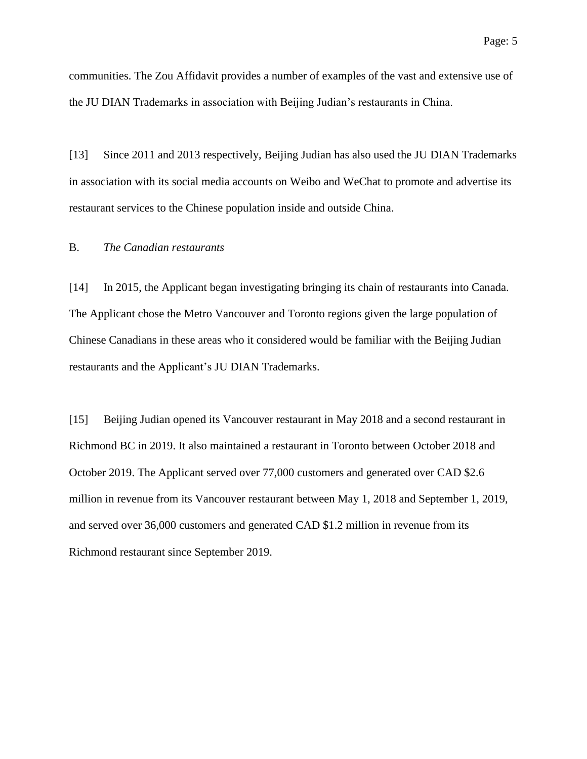communities. The Zou Affidavit provides a number of examples of the vast and extensive use of the JU DIAN Trademarks in association with Beijing Judian's restaurants in China.

[13] Since 2011 and 2013 respectively, Beijing Judian has also used the JU DIAN Trademarks in association with its social media accounts on Weibo and WeChat to promote and advertise its restaurant services to the Chinese population inside and outside China.

B. *The Canadian restaurants*

[14] In 2015, the Applicant began investigating bringing its chain of restaurants into Canada. The Applicant chose the Metro Vancouver and Toronto regions given the large population of Chinese Canadians in these areas who it considered would be familiar with the Beijing Judian restaurants and the Applicant's JU DIAN Trademarks.

[15] Beijing Judian opened its Vancouver restaurant in May 2018 and a second restaurant in Richmond BC in 2019. It also maintained a restaurant in Toronto between October 2018 and October 2019. The Applicant served over 77,000 customers and generated over CAD $2.6 million in revenue from its Vancouver restaurant between May 1, 2018 and September 1, 2019, and served over 36,000 customers and generated CAD $1.2 million in revenue from its Richmond restaurant since September 2019.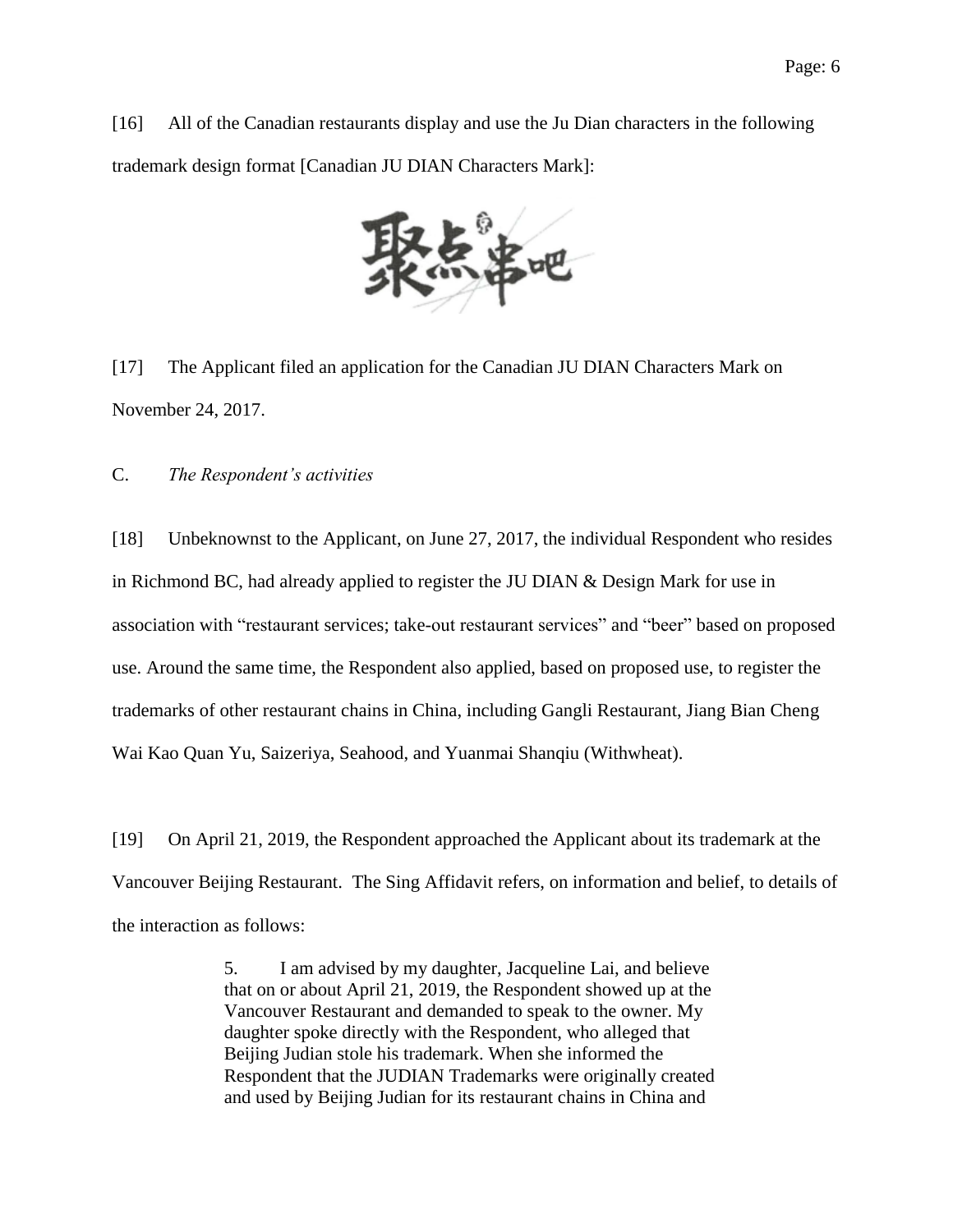[16] All of the Canadian restaurants display and use the Ju Dian characters in the following trademark design format [Canadian JU DIAN Characters Mark]:

[17] The Applicant filed an application for the Canadian JU DIAN Characters Mark on November 24, 2017.

C. *The Respondent's activities*

[18] Unbeknownst to the Applicant, on June 27, 2017, the individual Respondent who resides in Richmond BC, had already applied to register the JU DIAN & Design Mark for use in association with "restaurant services; take-out restaurant services" and "beer" based on proposed use. Around the same time, the Respondent also applied, based on proposed use, to register the trademarks of other restaurant chains in China, including Gangli Restaurant, Jiang Bian Cheng Wai Kao Quan Yu, Saizeriya, Seahood, and Yuanmai Shanqiu (Withwheat).

[19] On April 21, 2019, the Respondent approached the Applicant about its trademark at the Vancouver Beijing Restaurant. The Sing Affidavit refers, on information and belief, to details of the interaction as follows:

> 5. I am advised by my daughter, Jacqueline Lai, and believe that on or about April 21, 2019, the Respondent showed up at the Vancouver Restaurant and demanded to speak to the owner. My daughter spoke directly with the Respondent, who alleged that Beijing Judian stole his trademark. When she informed the Respondent that the JUDIAN Trademarks were originally created and used by Beijing Judian for its restaurant chains in China and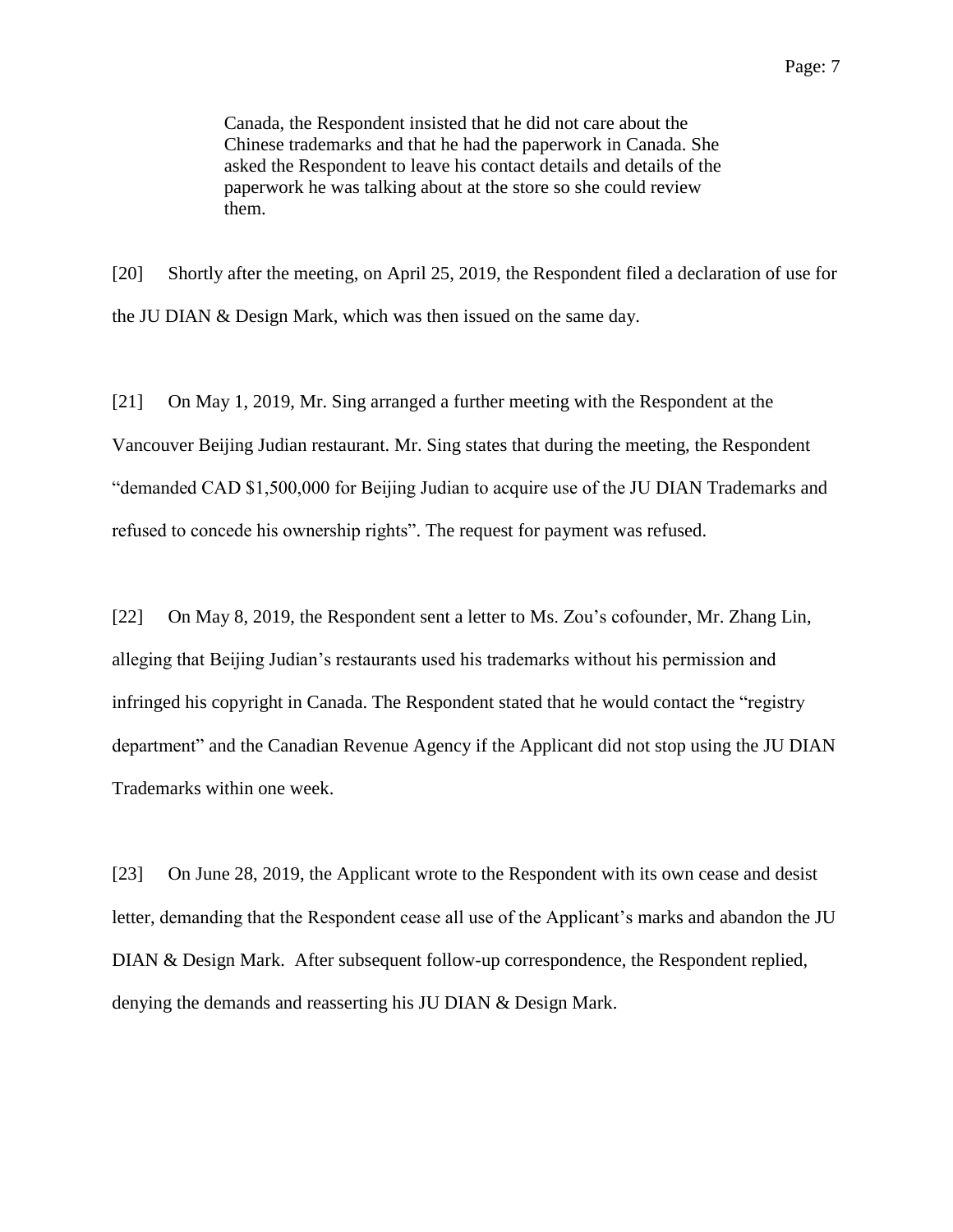> Canada, the Respondent insisted that he did not care about the Chinese trademarks and that he had the paperwork in Canada. She asked the Respondent to leave his contact details and details of the paperwork he was talking about at the store so she could review them.

[20] Shortly after the meeting, on April 25, 2019, the Respondent filed a declaration of use for the JU DIAN & Design Mark, which was then issued on the same day.

[21] On May 1, 2019, Mr. Sing arranged a further meeting with the Respondent at the Vancouver Beijing Judian restaurant. Mr. Sing states that during the meeting, the Respondent "demanded CAD $1,500,000 for Beijing Judian to acquire use of the JU DIAN Trademarks and refused to concede his ownership rights". The request for payment was refused.

[22] On May 8, 2019, the Respondent sent a letter to Ms. Zou's cofounder, Mr. Zhang Lin, alleging that Beijing Judian's restaurants used his trademarks without his permission and infringed his copyright in Canada. The Respondent stated that he would contact the "registry department" and the Canadian Revenue Agency if the Applicant did not stop using the JU DIAN Trademarks within one week.

[23] On June 28, 2019, the Applicant wrote to the Respondent with its own cease and desist letter, demanding that the Respondent cease all use of the Applicant's marks and abandon the JU DIAN & Design Mark. After subsequent follow-up correspondence, the Respondent replied, denying the demands and reasserting his JU DIAN & Design Mark.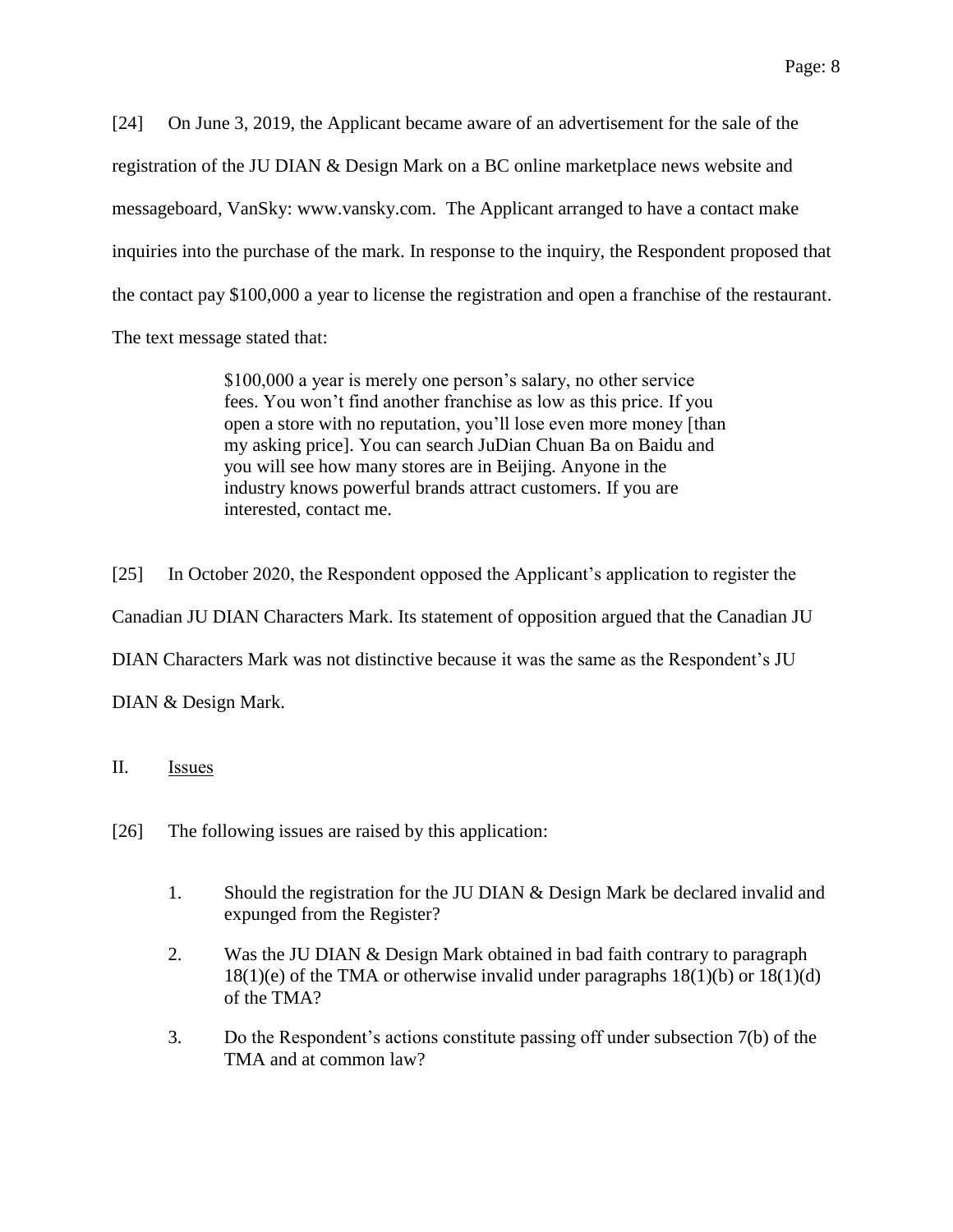[24] On June 3, 2019, the Applicant became aware of an advertisement for the sale of the registration of the JU DIAN & Design Mark on a BC online marketplace news website and messageboard, VanSky: www.vansky.com. The Applicant arranged to have a contact make inquiries into the purchase of the mark. In response to the inquiry, the Respondent proposed that the contact pay $100,000 a year to license the registration and open a franchise of the restaurant. The text message stated that:

> $100,000 a year is merely one person's salary, no other service fees. You won't find another franchise as low as this price. If you open a store with no reputation, you'll lose even more money [than my asking price]. You can search JuDian Chuan Ba on Baidu and you will see how many stores are in Beijing. Anyone in the industry knows powerful brands attract customers. If you are interested, contact me.

[25] In October 2020, the Respondent opposed the Applicant's application to register the Canadian JU DIAN Characters Mark. Its statement of opposition argued that the Canadian JU DIAN Characters Mark was not distinctive because it was the same as the Respondent's JU DIAN & Design Mark.

## II. Issues

[26] The following issues are raised by this application:

1. Should the registration for the JU DIAN & Design Mark be declared invalid and expunged from the Register?
2. Was the JU DIAN & Design Mark obtained in bad faith contrary to paragraph 18(1)(e) of the TMA or otherwise invalid under paragraphs 18(1)(b) or 18(1)(d) of the TMA?
3. Do the Respondent's actions constitute passing off under subsection 7(b) of the TMA and at common law?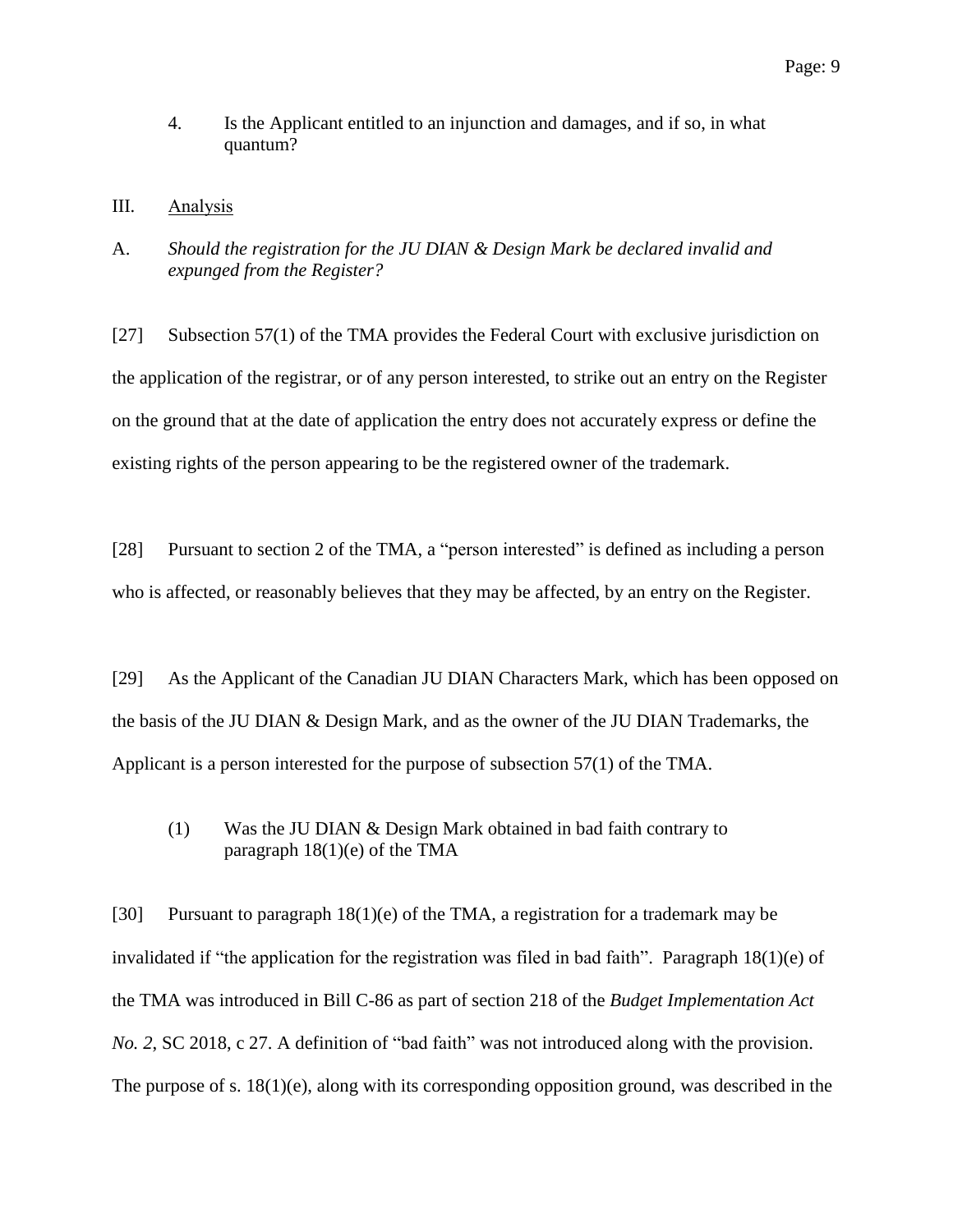4. Is the Applicant entitled to an injunction and damages, and if so, in what quantum?

## III. Analysis

### A. *Should the registration for the JU DIAN & Design Mark be declared invalid and expunged from the Register?*

[27] Subsection 57(1) of the TMA provides the Federal Court with exclusive jurisdiction on the application of the registrar, or of any person interested, to strike out an entry on the Register on the ground that at the date of application the entry does not accurately express or define the existing rights of the person appearing to be the registered owner of the trademark.

[28] Pursuant to section 2 of the TMA, a "person interested" is defined as including a person who is affected, or reasonably believes that they may be affected, by an entry on the Register.

[29] As the Applicant of the Canadian JU DIAN Characters Mark, which has been opposed on the basis of the JU DIAN & Design Mark, and as the owner of the JU DIAN Trademarks, the Applicant is a person interested for the purpose of subsection 57(1) of the TMA.

#### (1) Was the JU DIAN & Design Mark obtained in bad faith contrary to paragraph 18(1)(e) of the TMA

[30] Pursuant to paragraph 18(1)(e) of the TMA, a registration for a trademark may be invalidated if "the application for the registration was filed in bad faith". Paragraph 18(1)(e) of the TMA was introduced in Bill C-86 as part of section 218 of the *Budget Implementation Act No. 2*, SC 2018, c 27. A definition of "bad faith" was not introduced along with the provision. The purpose of s. 18(1)(e), along with its corresponding opposition ground, was described in the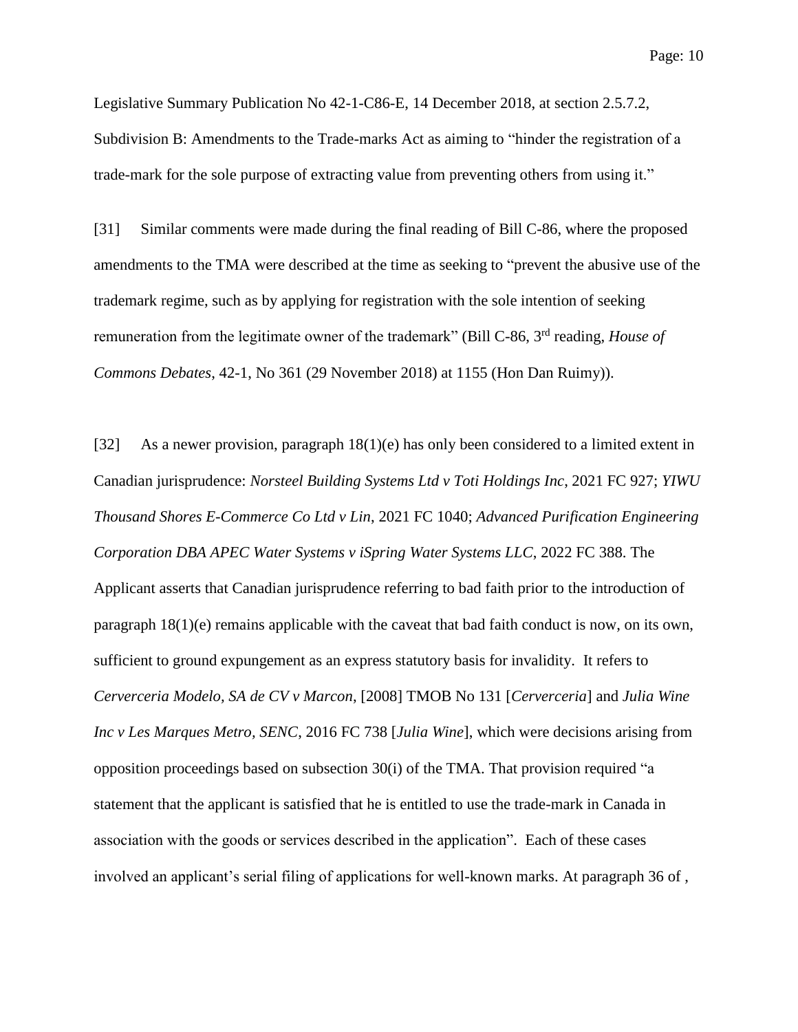Legislative Summary Publication No 42-1-C86-E, 14 December 2018, at section 2.5.7.2, Subdivision B: Amendments to the Trade-marks Act as aiming to "hinder the registration of a trade-mark for the sole purpose of extracting value from preventing others from using it."

[31] Similar comments were made during the final reading of Bill C-86, where the proposed amendments to the TMA were described at the time as seeking to "prevent the abusive use of the trademark regime, such as by applying for registration with the sole intention of seeking remuneration from the legitimate owner of the trademark" (Bill C-86, 3rd reading, *House of Commons Debates*, 42-1, No 361 (29 November 2018) at 1155 (Hon Dan Ruimy)).

[32] As a newer provision, paragraph 18(1)(e) has only been considered to a limited extent in Canadian jurisprudence: *Norsteel Building Systems Ltd v Toti Holdings Inc*, 2021 FC 927; *YIWU Thousand Shores E-Commerce Co Ltd v Lin*, 2021 FC 1040; *Advanced Purification Engineering Corporation DBA APEC Water Systems v iSpring Water Systems LLC*, 2022 FC 388. The Applicant asserts that Canadian jurisprudence referring to bad faith prior to the introduction of paragraph 18(1)(e) remains applicable with the caveat that bad faith conduct is now, on its own, sufficient to ground expungement as an express statutory basis for invalidity. It refers to *Cerverceria Modelo, SA de CV v Marcon*, [2008] TMOB No 131 [*Cerverceria*] and *Julia Wine Inc v Les Marques Metro, SENC*, 2016 FC 738 [*Julia Wine*], which were decisions arising from opposition proceedings based on subsection 30(i) of the TMA. That provision required "a statement that the applicant is satisfied that he is entitled to use the trade-mark in Canada in association with the goods or services described in the application". Each of these cases involved an applicant's serial filing of applications for well-known marks. At paragraph 36 of ,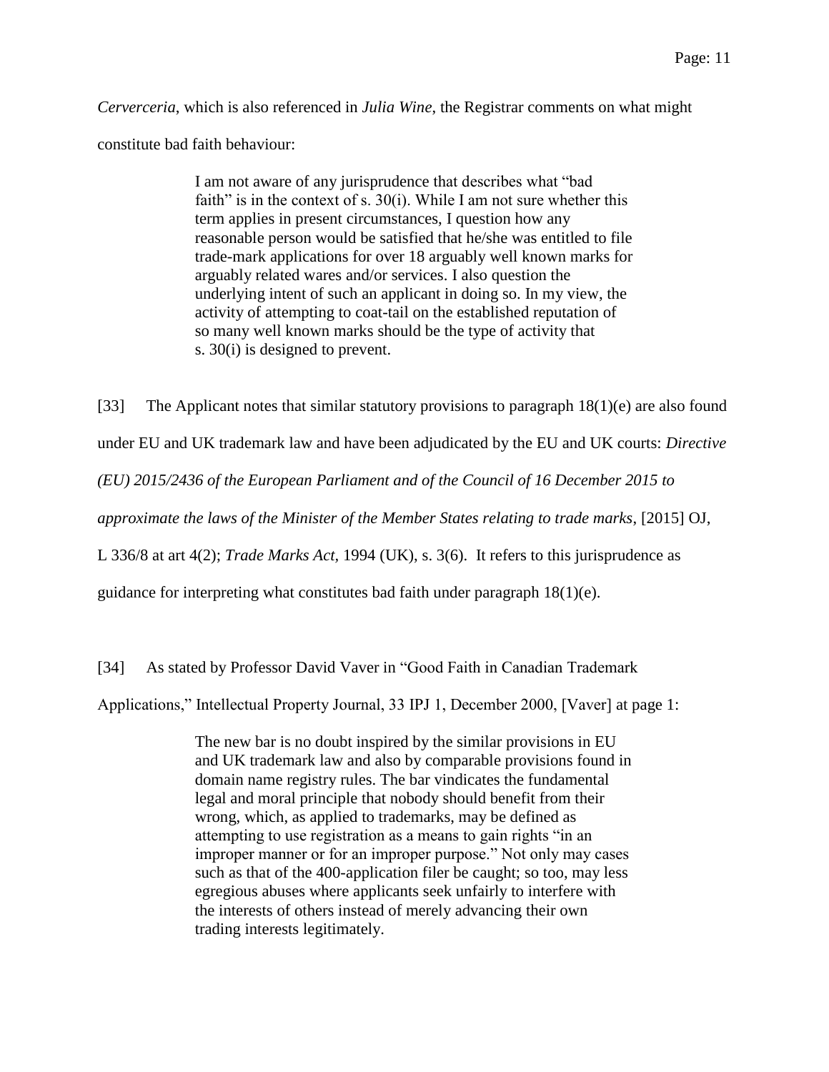*Cerverceria*, which is also referenced in *Julia Wine*, the Registrar comments on what might constitute bad faith behaviour:

> I am not aware of any jurisprudence that describes what "bad faith" is in the context of s. 30(i). While I am not sure whether this term applies in present circumstances, I question how any reasonable person would be satisfied that he/she was entitled to file trade-mark applications for over 18 arguably well known marks for arguably related wares and/or services. I also question the underlying intent of such an applicant in doing so. In my view, the activity of attempting to coat-tail on the established reputation of so many well known marks should be the type of activity that s. 30(i) is designed to prevent.

[33] The Applicant notes that similar statutory provisions to paragraph 18(1)(e) are also found under EU and UK trademark law and have been adjudicated by the EU and UK courts: *Directive (EU) 2015/2436 of the European Parliament and of the Council of 16 December 2015 to approximate the laws of the Minister of the Member States relating to trade marks*, [2015] OJ, L 336/8 at art 4(2); *Trade Marks Act,* 1994 (UK), s. 3(6). It refers to this jurisprudence as guidance for interpreting what constitutes bad faith under paragraph 18(1)(e).

[34] As stated by Professor David Vaver in "Good Faith in Canadian Trademark Applications," Intellectual Property Journal, 33 IPJ 1, December 2000, [Vaver] at page 1:

> The new bar is no doubt inspired by the similar provisions in EU and UK trademark law and also by comparable provisions found in domain name registry rules. The bar vindicates the fundamental legal and moral principle that nobody should benefit from their wrong, which, as applied to trademarks, may be defined as attempting to use registration as a means to gain rights "in an improper manner or for an improper purpose." Not only may cases such as that of the 400-application filer be caught; so too, may less egregious abuses where applicants seek unfairly to interfere with the interests of others instead of merely advancing their own trading interests legitimately.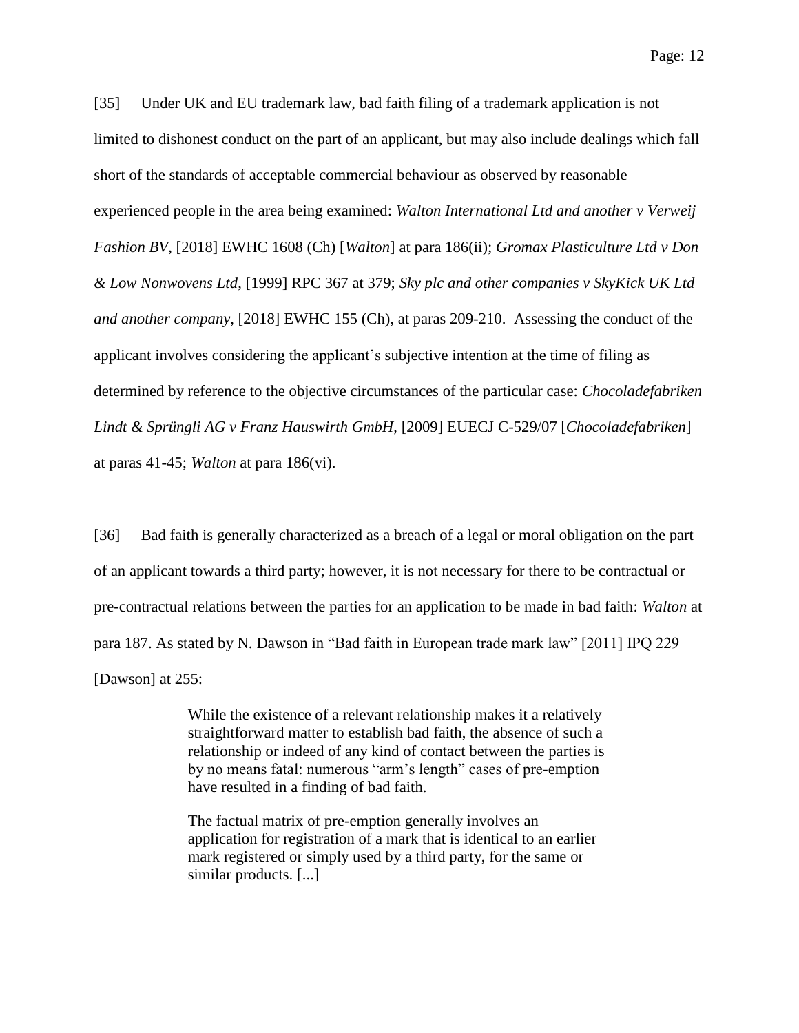[35] Under UK and EU trademark law, bad faith filing of a trademark application is not limited to dishonest conduct on the part of an applicant, but may also include dealings which fall short of the standards of acceptable commercial behaviour as observed by reasonable experienced people in the area being examined: *Walton International Ltd and another v Verweij Fashion BV*, [2018] EWHC 1608 (Ch) [*Walton*] at para 186(ii); *Gromax Plasticulture Ltd v Don & Low Nonwovens Ltd*, [1999] RPC 367 at 379; *Sky plc and other companies v SkyKick UK Ltd and another company*, [2018] EWHC 155 (Ch), at paras 209-210. Assessing the conduct of the applicant involves considering the applicant's subjective intention at the time of filing as determined by reference to the objective circumstances of the particular case: *Chocoladefabriken Lindt & Sprüngli AG v Franz Hauswirth GmbH*, [2009] EUECJ C-529/07 [*Chocoladefabriken*] at paras 41-45; *Walton* at para 186(vi).

[36] Bad faith is generally characterized as a breach of a legal or moral obligation on the part of an applicant towards a third party; however, it is not necessary for there to be contractual or pre-contractual relations between the parties for an application to be made in bad faith: *Walton* at para 187. As stated by N. Dawson in "Bad faith in European trade mark law" [2011] IPQ 229 [Dawson] at 255:

> While the existence of a relevant relationship makes it a relatively straightforward matter to establish bad faith, the absence of such a relationship or indeed of any kind of contact between the parties is by no means fatal: numerous "arm's length" cases of pre-emption have resulted in a finding of bad faith.
>
> The factual matrix of pre-emption generally involves an application for registration of a mark that is identical to an earlier mark registered or simply used by a third party, for the same or similar products. [...]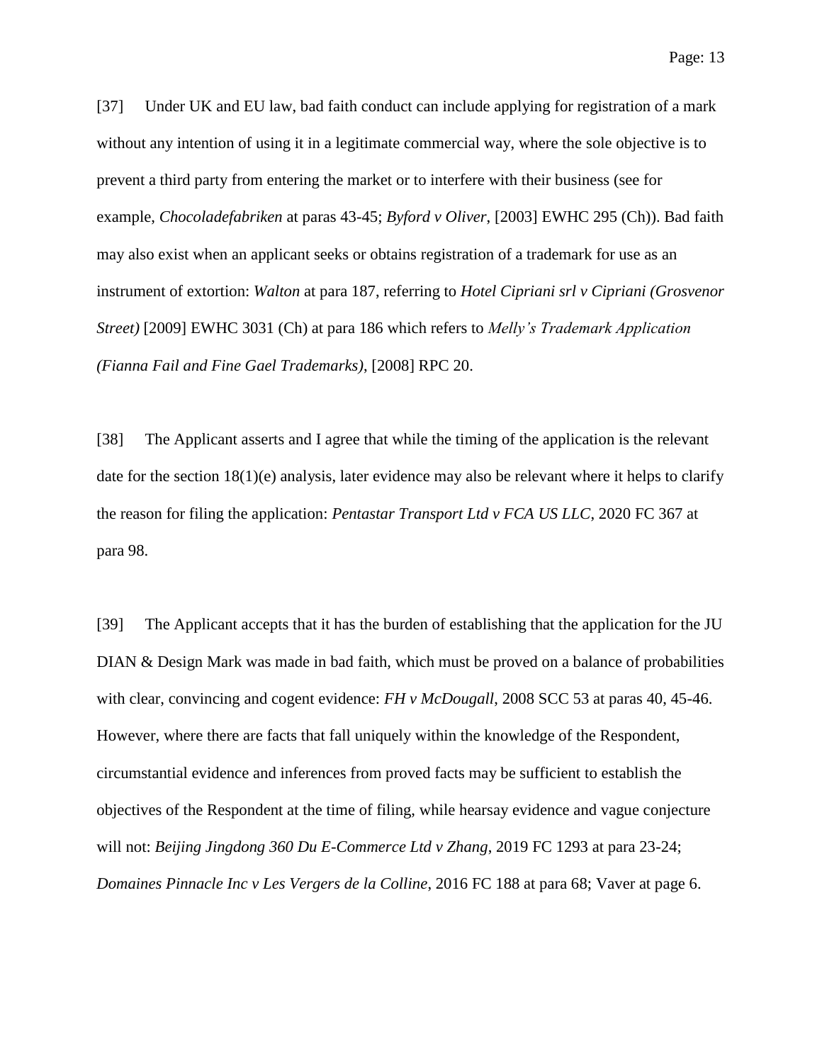[37] Under UK and EU law, bad faith conduct can include applying for registration of a mark without any intention of using it in a legitimate commercial way, where the sole objective is to prevent a third party from entering the market or to interfere with their business (see for example, *Chocoladefabriken* at paras 43-45; *Byford v Oliver*, [2003] EWHC 295 (Ch)). Bad faith may also exist when an applicant seeks or obtains registration of a trademark for use as an instrument of extortion: *Walton* at para 187, referring to *Hotel Cipriani srl v Cipriani (Grosvenor Street)* [2009] EWHC 3031 (Ch) at para 186 which refers to *Melly's Trademark Application (Fianna Fail and Fine Gael Trademarks)*, [2008] RPC 20.

[38] The Applicant asserts and I agree that while the timing of the application is the relevant date for the section 18(1)(e) analysis, later evidence may also be relevant where it helps to clarify the reason for filing the application: *Pentastar Transport Ltd v FCA US LLC*, 2020 FC 367 at para 98.

[39] The Applicant accepts that it has the burden of establishing that the application for the JU DIAN & Design Mark was made in bad faith, which must be proved on a balance of probabilities with clear, convincing and cogent evidence: *FH v McDougall*, 2008 SCC 53 at paras 40, 45-46. However, where there are facts that fall uniquely within the knowledge of the Respondent, circumstantial evidence and inferences from proved facts may be sufficient to establish the objectives of the Respondent at the time of filing, while hearsay evidence and vague conjecture will not: *Beijing Jingdong 360 Du E-Commerce Ltd v Zhang*, 2019 FC 1293 at para 23-24; *Domaines Pinnacle Inc v Les Vergers de la Colline*, 2016 FC 188 at para 68; Vaver at page 6.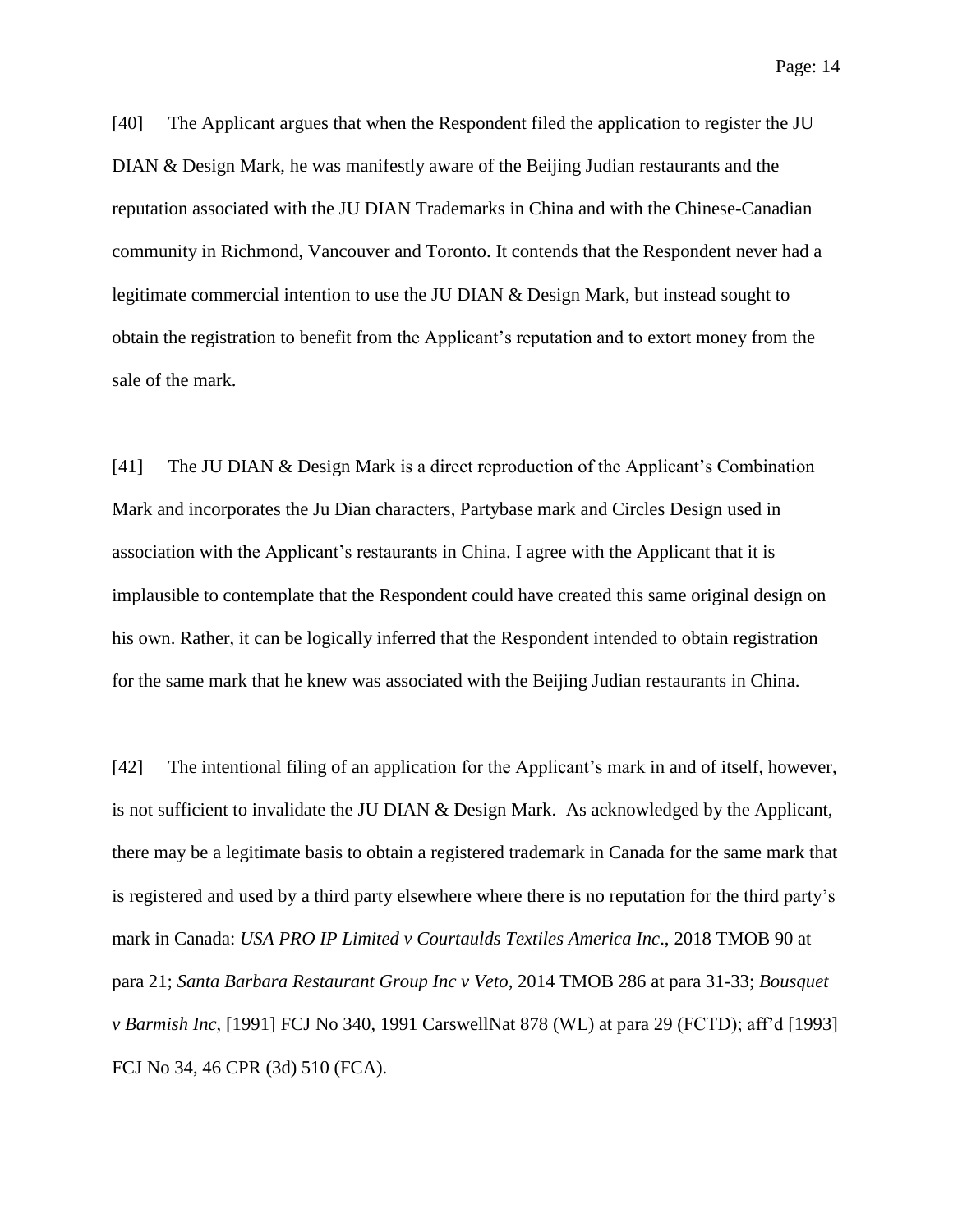[40] The Applicant argues that when the Respondent filed the application to register the JU DIAN & Design Mark, he was manifestly aware of the Beijing Judian restaurants and the reputation associated with the JU DIAN Trademarks in China and with the Chinese-Canadian community in Richmond, Vancouver and Toronto. It contends that the Respondent never had a legitimate commercial intention to use the JU DIAN & Design Mark, but instead sought to obtain the registration to benefit from the Applicant's reputation and to extort money from the sale of the mark.

[41] The JU DIAN & Design Mark is a direct reproduction of the Applicant's Combination Mark and incorporates the Ju Dian characters, Partybase mark and Circles Design used in association with the Applicant's restaurants in China. I agree with the Applicant that it is implausible to contemplate that the Respondent could have created this same original design on his own. Rather, it can be logically inferred that the Respondent intended to obtain registration for the same mark that he knew was associated with the Beijing Judian restaurants in China.

[42] The intentional filing of an application for the Applicant's mark in and of itself, however, is not sufficient to invalidate the JU DIAN & Design Mark. As acknowledged by the Applicant, there may be a legitimate basis to obtain a registered trademark in Canada for the same mark that is registered and used by a third party elsewhere where there is no reputation for the third party's mark in Canada: *USA PRO IP Limited v Courtaulds Textiles America Inc*., 2018 TMOB 90 at para 21; *Santa Barbara Restaurant Group Inc v Veto*, 2014 TMOB 286 at para 31-33; *Bousquet v Barmish Inc*, [1991] FCJ No 340, 1991 CarswellNat 878 (WL) at para 29 (FCTD); aff'd [1993] FCJ No 34, 46 CPR (3d) 510 (FCA).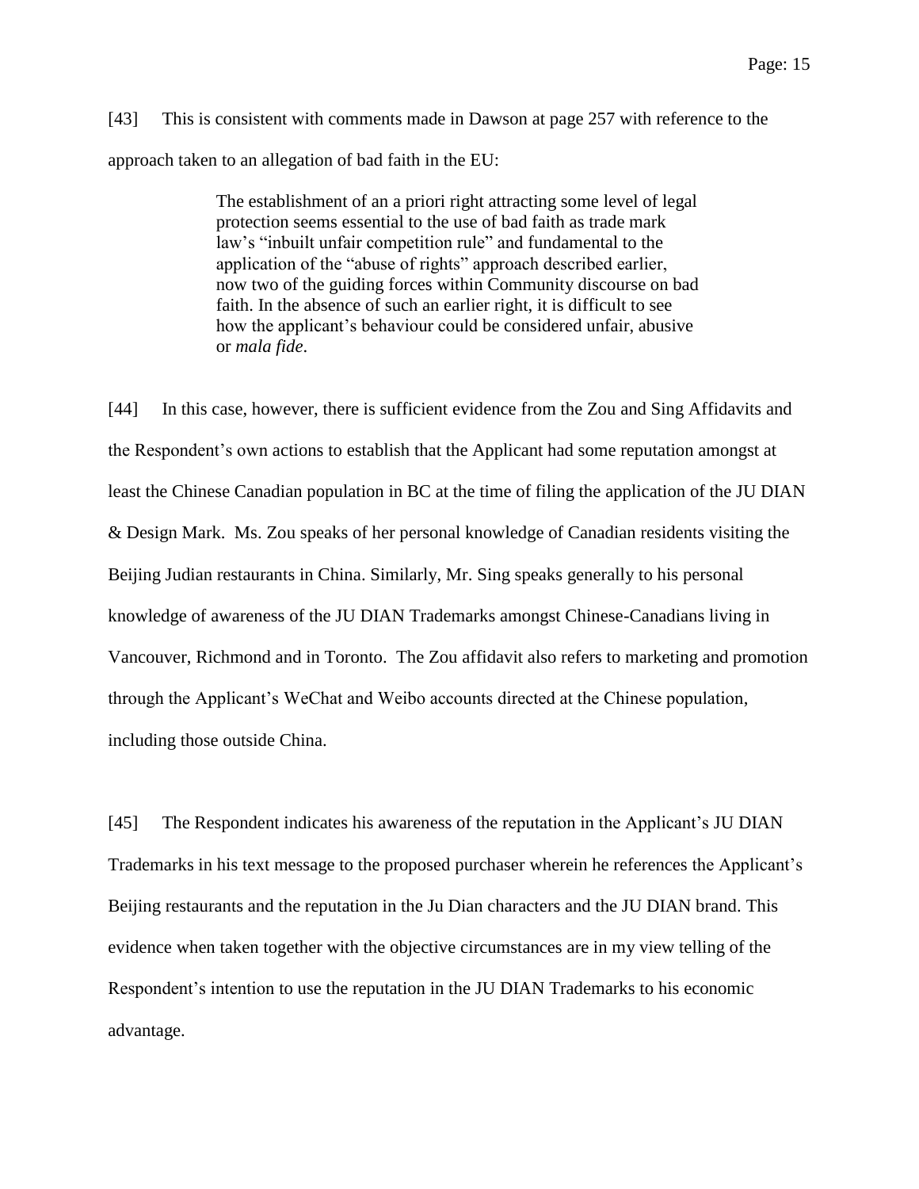[43] This is consistent with comments made in Dawson at page 257 with reference to the approach taken to an allegation of bad faith in the EU:

> The establishment of an a priori right attracting some level of legal protection seems essential to the use of bad faith as trade mark law's "inbuilt unfair competition rule" and fundamental to the application of the "abuse of rights" approach described earlier, now two of the guiding forces within Community discourse on bad faith. In the absence of such an earlier right, it is difficult to see how the applicant's behaviour could be considered unfair, abusive or *mala fide*.

[44] In this case, however, there is sufficient evidence from the Zou and Sing Affidavits and the Respondent's own actions to establish that the Applicant had some reputation amongst at least the Chinese Canadian population in BC at the time of filing the application of the JU DIAN & Design Mark. Ms. Zou speaks of her personal knowledge of Canadian residents visiting the Beijing Judian restaurants in China. Similarly, Mr. Sing speaks generally to his personal knowledge of awareness of the JU DIAN Trademarks amongst Chinese-Canadians living in Vancouver, Richmond and in Toronto. The Zou affidavit also refers to marketing and promotion through the Applicant's WeChat and Weibo accounts directed at the Chinese population, including those outside China.

[45] The Respondent indicates his awareness of the reputation in the Applicant's JU DIAN Trademarks in his text message to the proposed purchaser wherein he references the Applicant's Beijing restaurants and the reputation in the Ju Dian characters and the JU DIAN brand. This evidence when taken together with the objective circumstances are in my view telling of the Respondent's intention to use the reputation in the JU DIAN Trademarks to his economic advantage.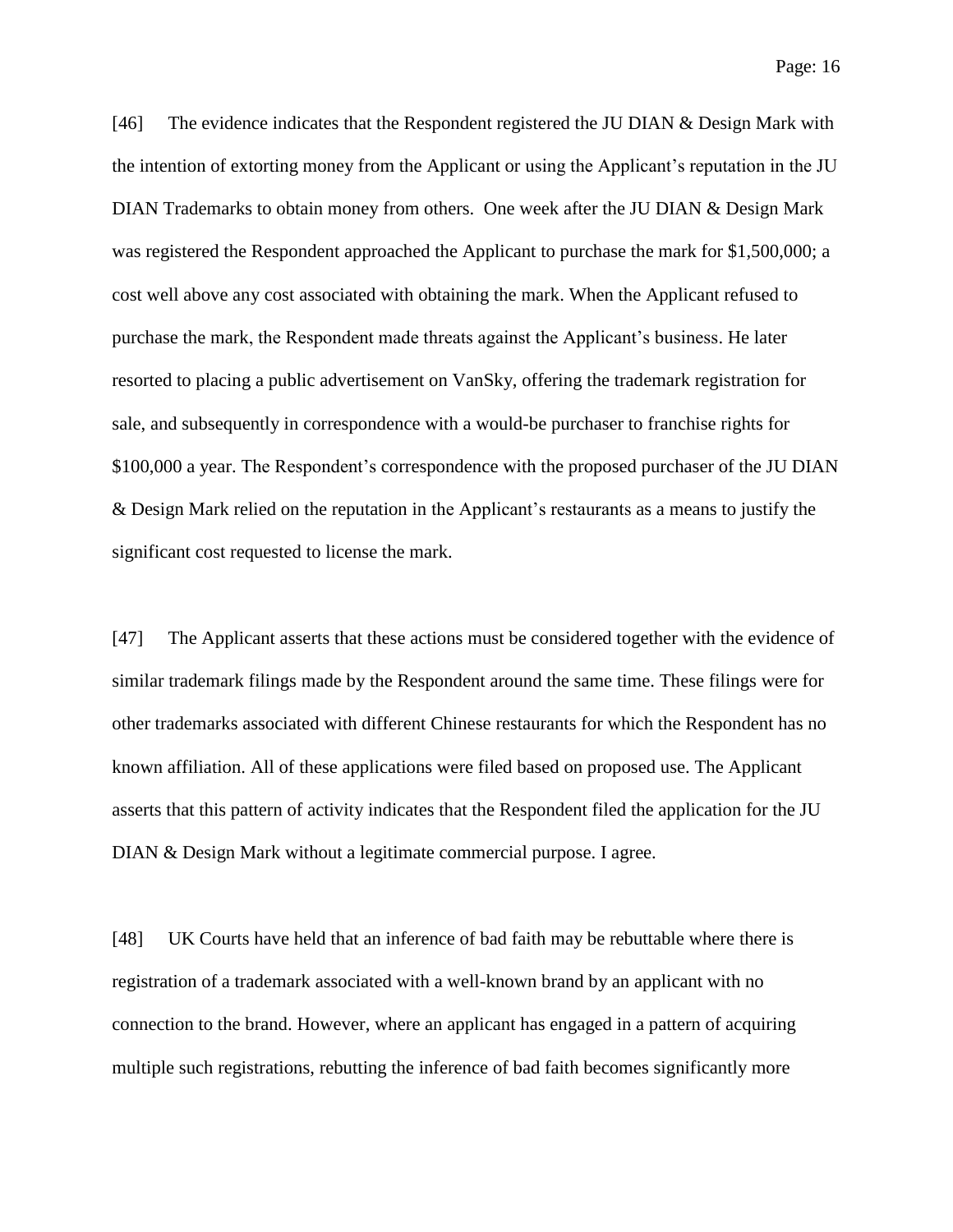[46] The evidence indicates that the Respondent registered the JU DIAN & Design Mark with the intention of extorting money from the Applicant or using the Applicant's reputation in the JU DIAN Trademarks to obtain money from others. One week after the JU DIAN & Design Mark was registered the Respondent approached the Applicant to purchase the mark for $1,500,000; a cost well above any cost associated with obtaining the mark. When the Applicant refused to purchase the mark, the Respondent made threats against the Applicant's business. He later resorted to placing a public advertisement on VanSky, offering the trademark registration for sale, and subsequently in correspondence with a would-be purchaser to franchise rights for $100,000 a year. The Respondent's correspondence with the proposed purchaser of the JU DIAN & Design Mark relied on the reputation in the Applicant's restaurants as a means to justify the significant cost requested to license the mark.

[47] The Applicant asserts that these actions must be considered together with the evidence of similar trademark filings made by the Respondent around the same time. These filings were for other trademarks associated with different Chinese restaurants for which the Respondent has no known affiliation. All of these applications were filed based on proposed use. The Applicant asserts that this pattern of activity indicates that the Respondent filed the application for the JU DIAN & Design Mark without a legitimate commercial purpose. I agree.

[48] UK Courts have held that an inference of bad faith may be rebuttable where there is registration of a trademark associated with a well-known brand by an applicant with no connection to the brand. However, where an applicant has engaged in a pattern of acquiring multiple such registrations, rebutting the inference of bad faith becomes significantly more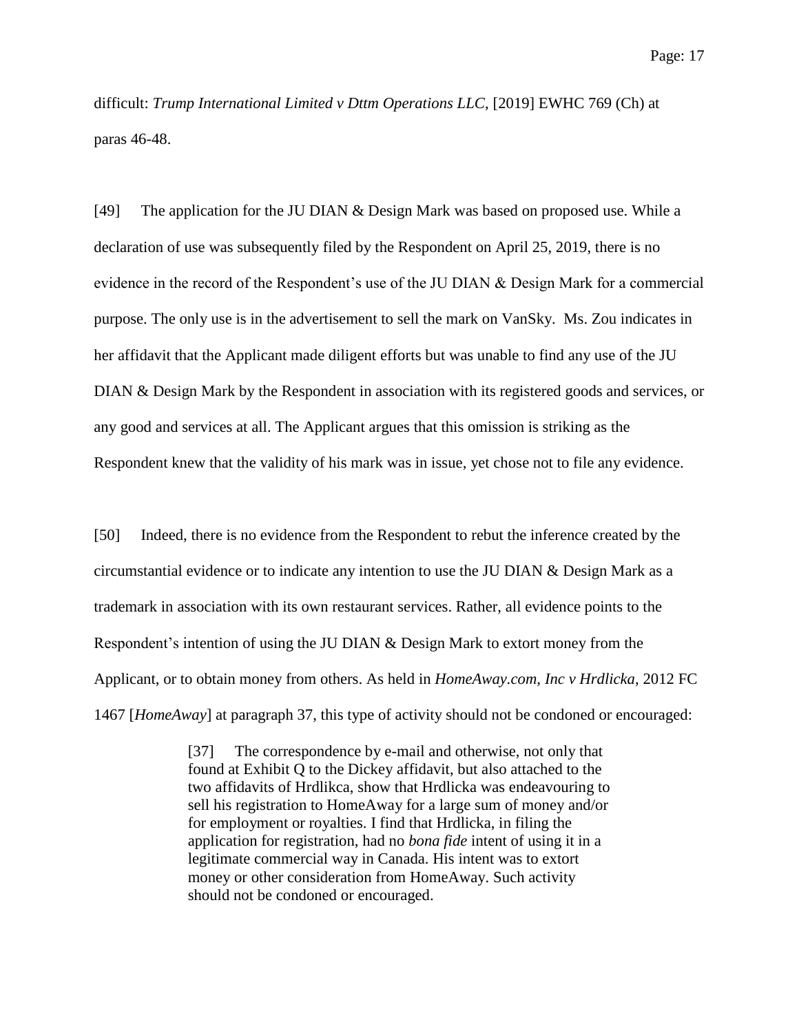difficult: *Trump International Limited v Dttm Operations LLC*, [2019] EWHC 769 (Ch) at paras 46-48.

[49] The application for the JU DIAN & Design Mark was based on proposed use. While a declaration of use was subsequently filed by the Respondent on April 25, 2019, there is no evidence in the record of the Respondent's use of the JU DIAN & Design Mark for a commercial purpose. The only use is in the advertisement to sell the mark on VanSky. Ms. Zou indicates in her affidavit that the Applicant made diligent efforts but was unable to find any use of the JU DIAN & Design Mark by the Respondent in association with its registered goods and services, or any good and services at all. The Applicant argues that this omission is striking as the Respondent knew that the validity of his mark was in issue, yet chose not to file any evidence.

[50] Indeed, there is no evidence from the Respondent to rebut the inference created by the circumstantial evidence or to indicate any intention to use the JU DIAN & Design Mark as a trademark in association with its own restaurant services. Rather, all evidence points to the Respondent's intention of using the JU DIAN & Design Mark to extort money from the Applicant, or to obtain money from others. As held in *HomeAway.com, Inc v Hrdlicka*, 2012 FC 1467 [*HomeAway*] at paragraph 37, this type of activity should not be condoned or encouraged:

> [37] The correspondence by e-mail and otherwise, not only that found at Exhibit Q to the Dickey affidavit, but also attached to the two affidavits of Hrdlikca, show that Hrdlicka was endeavouring to sell his registration to HomeAway for a large sum of money and/or for employment or royalties. I find that Hrdlicka, in filing the application for registration, had no *bona fide* intent of using it in a legitimate commercial way in Canada. His intent was to extort money or other consideration from HomeAway. Such activity should not be condoned or encouraged.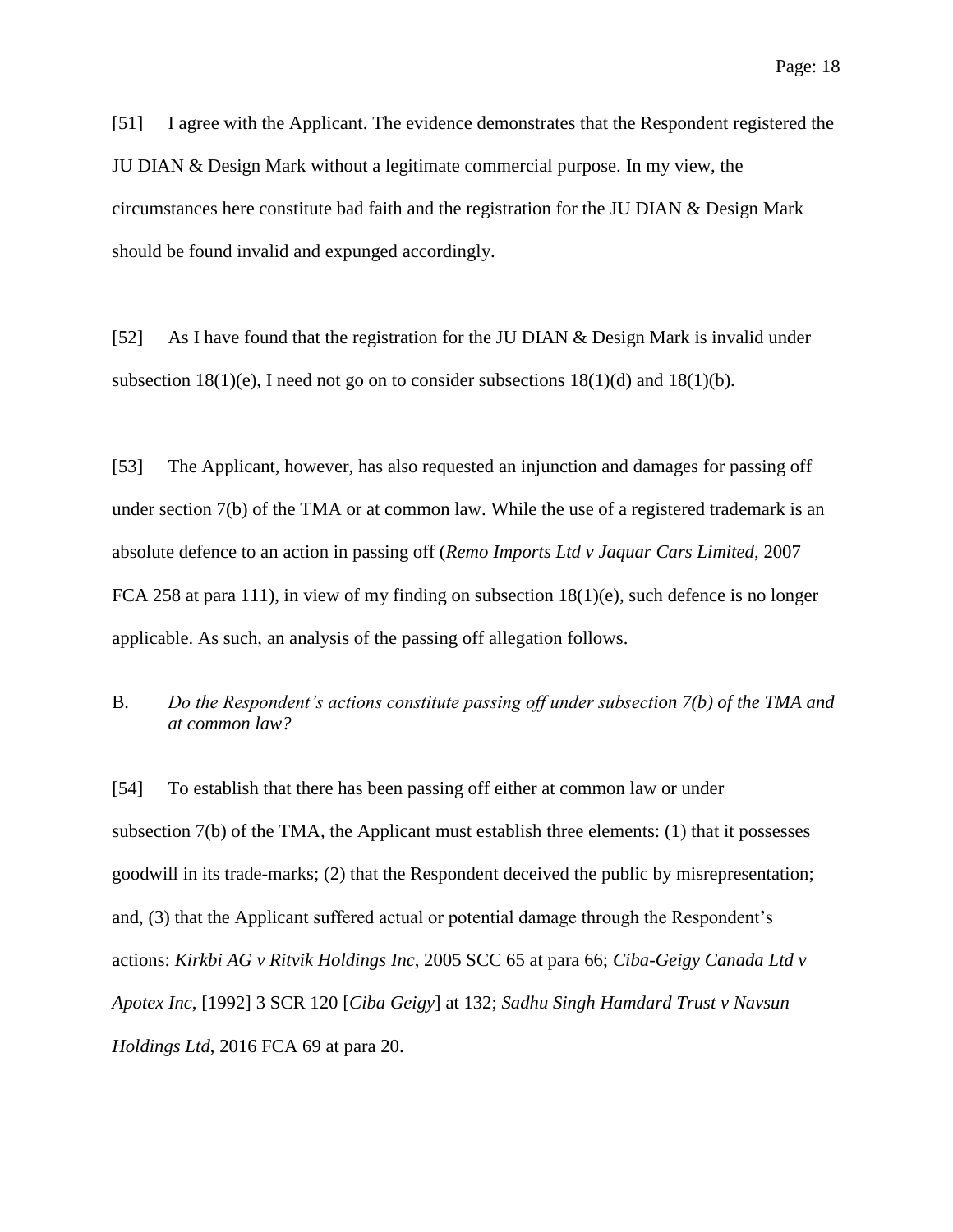[51] I agree with the Applicant. The evidence demonstrates that the Respondent registered the JU DIAN & Design Mark without a legitimate commercial purpose. In my view, the circumstances here constitute bad faith and the registration for the JU DIAN & Design Mark should be found invalid and expunged accordingly.

[52] As I have found that the registration for the JU DIAN & Design Mark is invalid under subsection 18(1)(e), I need not go on to consider subsections 18(1)(d) and 18(1)(b).

[53] The Applicant, however, has also requested an injunction and damages for passing off under section 7(b) of the TMA or at common law. While the use of a registered trademark is an absolute defence to an action in passing off (*Remo Imports Ltd v Jaquar Cars Limited*, 2007 FCA 258 at para 111), in view of my finding on subsection 18(1)(e), such defence is no longer applicable. As such, an analysis of the passing off allegation follows.

B. *Do the Respondent's actions constitute passing off under subsection 7(b) of the TMA and at common law?*

[54] To establish that there has been passing off either at common law or under subsection 7(b) of the TMA, the Applicant must establish three elements: (1) that it possesses goodwill in its trade-marks; (2) that the Respondent deceived the public by misrepresentation; and, (3) that the Applicant suffered actual or potential damage through the Respondent's actions: *Kirkbi AG v Ritvik Holdings Inc*, 2005 SCC 65 at para 66; *Ciba-Geigy Canada Ltd v Apotex Inc*, [1992] 3 SCR 120 [*Ciba Geigy*] at 132; *Sadhu Singh Hamdard Trust v Navsun Holdings Ltd*, 2016 FCA 69 at para 20.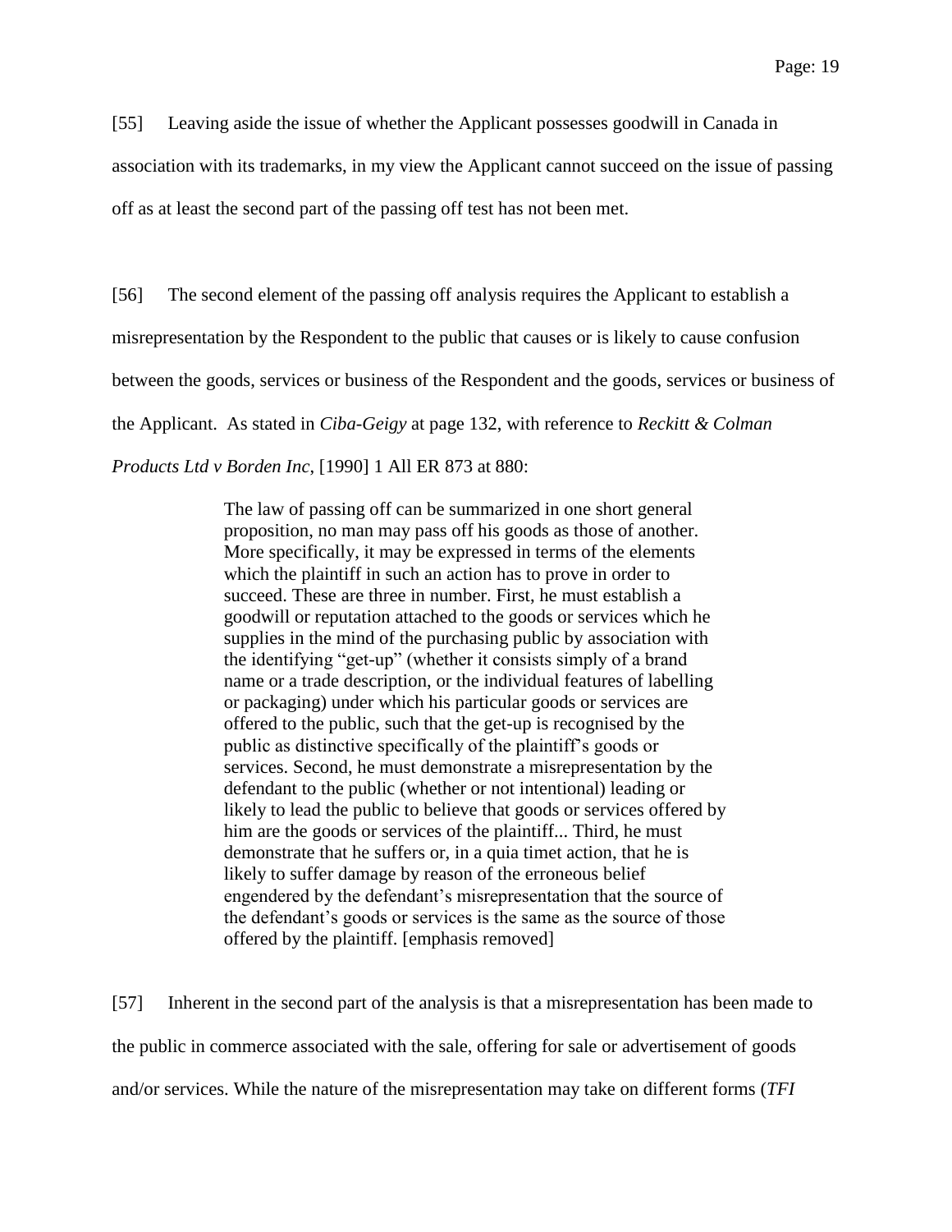[55] Leaving aside the issue of whether the Applicant possesses goodwill in Canada in association with its trademarks, in my view the Applicant cannot succeed on the issue of passing off as at least the second part of the passing off test has not been met.

[56] The second element of the passing off analysis requires the Applicant to establish a misrepresentation by the Respondent to the public that causes or is likely to cause confusion between the goods, services or business of the Respondent and the goods, services or business of the Applicant. As stated in *Ciba-Geigy* at page 132, with reference to *Reckitt & Colman Products Ltd v Borden Inc*, [1990] 1 All ER 873 at 880:

> The law of passing off can be summarized in one short general proposition, no man may pass off his goods as those of another. More specifically, it may be expressed in terms of the elements which the plaintiff in such an action has to prove in order to succeed. These are three in number. First, he must establish a goodwill or reputation attached to the goods or services which he supplies in the mind of the purchasing public by association with the identifying "get-up" (whether it consists simply of a brand name or a trade description, or the individual features of labelling or packaging) under which his particular goods or services are offered to the public, such that the get-up is recognised by the public as distinctive specifically of the plaintiff's goods or services. Second, he must demonstrate a misrepresentation by the defendant to the public (whether or not intentional) leading or likely to lead the public to believe that goods or services offered by him are the goods or services of the plaintiff... Third, he must demonstrate that he suffers or, in a quia timet action, that he is likely to suffer damage by reason of the erroneous belief engendered by the defendant's misrepresentation that the source of the defendant's goods or services is the same as the source of those offered by the plaintiff. [emphasis removed]

[57] Inherent in the second part of the analysis is that a misrepresentation has been made to the public in commerce associated with the sale, offering for sale or advertisement of goods and/or services. While the nature of the misrepresentation may take on different forms (*TFI*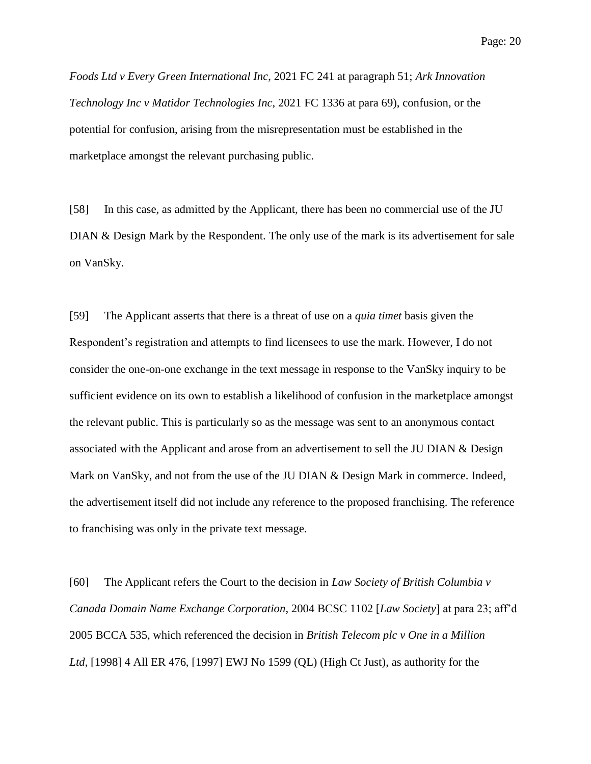*Foods Ltd v Every Green International Inc*, 2021 FC 241 at paragraph 51; *Ark Innovation Technology Inc v Matidor Technologies Inc*, 2021 FC 1336 at para 69), confusion, or the potential for confusion, arising from the misrepresentation must be established in the marketplace amongst the relevant purchasing public.

[58] In this case, as admitted by the Applicant, there has been no commercial use of the JU DIAN & Design Mark by the Respondent. The only use of the mark is its advertisement for sale on VanSky.

[59] The Applicant asserts that there is a threat of use on a *quia timet* basis given the Respondent's registration and attempts to find licensees to use the mark. However, I do not consider the one-on-one exchange in the text message in response to the VanSky inquiry to be sufficient evidence on its own to establish a likelihood of confusion in the marketplace amongst the relevant public. This is particularly so as the message was sent to an anonymous contact associated with the Applicant and arose from an advertisement to sell the JU DIAN & Design Mark on VanSky, and not from the use of the JU DIAN & Design Mark in commerce. Indeed, the advertisement itself did not include any reference to the proposed franchising. The reference to franchising was only in the private text message.

[60] The Applicant refers the Court to the decision in *Law Society of British Columbia v Canada Domain Name Exchange Corporation*, 2004 BCSC 1102 [*Law Society*] at para 23; aff'd 2005 BCCA 535, which referenced the decision in *British Telecom plc v One in a Million Ltd*, [1998] 4 All ER 476, [1997] EWJ No 1599 (QL) (High Ct Just), as authority for the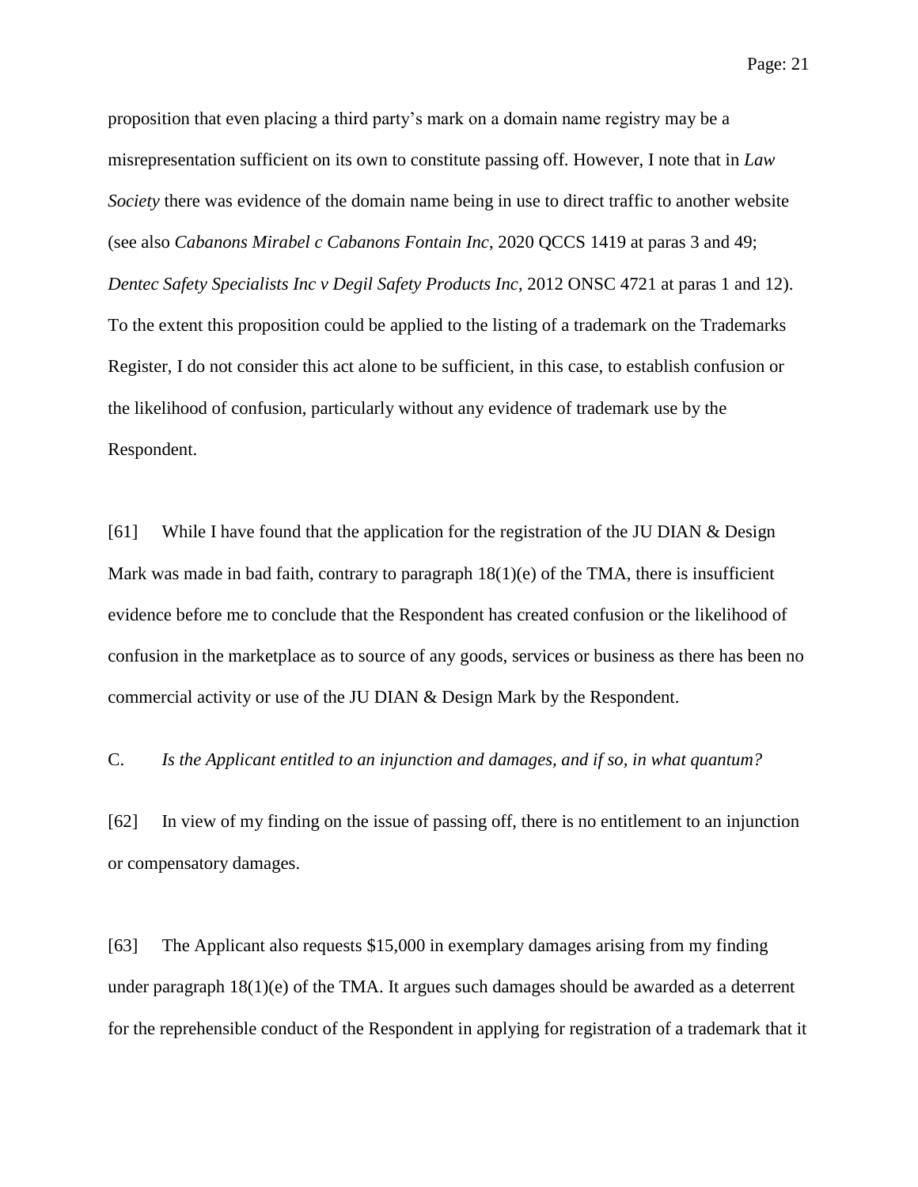proposition that even placing a third party's mark on a domain name registry may be a misrepresentation sufficient on its own to constitute passing off. However, I note that in *Law Society* there was evidence of the domain name being in use to direct traffic to another website (see also *Cabanons Mirabel c Cabanons Fontain Inc*, 2020 QCCS 1419 at paras 3 and 49; *Dentec Safety Specialists Inc v Degil Safety Products Inc*, 2012 ONSC 4721 at paras 1 and 12). To the extent this proposition could be applied to the listing of a trademark on the Trademarks Register, I do not consider this act alone to be sufficient, in this case, to establish confusion or the likelihood of confusion, particularly without any evidence of trademark use by the Respondent.

[61] While I have found that the application for the registration of the JU DIAN & Design Mark was made in bad faith, contrary to paragraph 18(1)(e) of the TMA, there is insufficient evidence before me to conclude that the Respondent has created confusion or the likelihood of confusion in the marketplace as to source of any goods, services or business as there has been no commercial activity or use of the JU DIAN & Design Mark by the Respondent.

C. *Is the Applicant entitled to an injunction and damages, and if so, in what quantum?*

[62] In view of my finding on the issue of passing off, there is no entitlement to an injunction or compensatory damages.

[63] The Applicant also requests $15,000 in exemplary damages arising from my finding under paragraph 18(1)(e) of the TMA. It argues such damages should be awarded as a deterrent for the reprehensible conduct of the Respondent in applying for registration of a trademark that it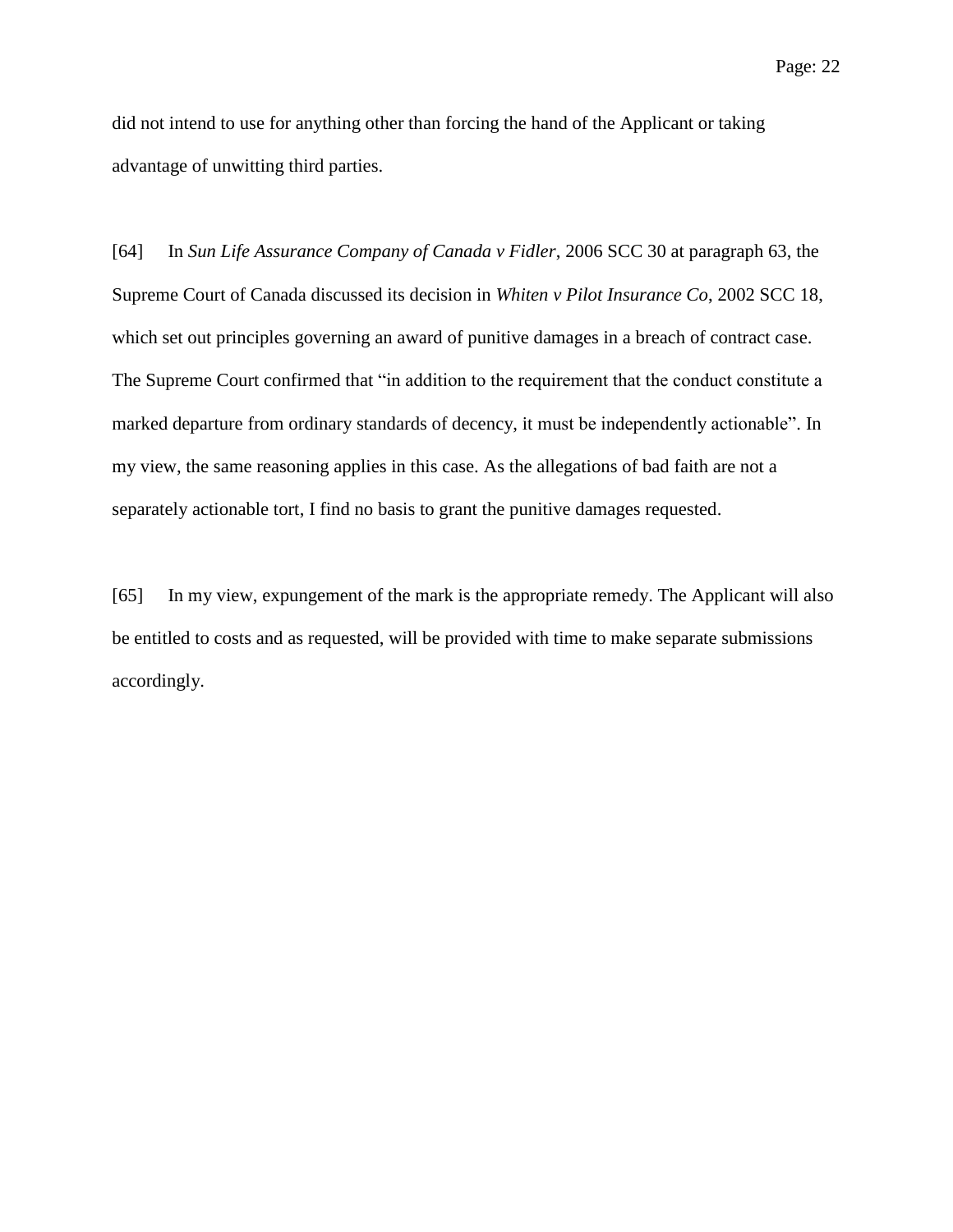did not intend to use for anything other than forcing the hand of the Applicant or taking advantage of unwitting third parties.

[64] In *Sun Life Assurance Company of Canada v Fidler*, 2006 SCC 30 at paragraph 63, the Supreme Court of Canada discussed its decision in *Whiten v Pilot Insurance Co*, 2002 SCC 18, which set out principles governing an award of punitive damages in a breach of contract case. The Supreme Court confirmed that "in addition to the requirement that the conduct constitute a marked departure from ordinary standards of decency, it must be independently actionable". In my view, the same reasoning applies in this case. As the allegations of bad faith are not a separately actionable tort, I find no basis to grant the punitive damages requested.

[65] In my view, expungement of the mark is the appropriate remedy. The Applicant will also be entitled to costs and as requested, will be provided with time to make separate submissions accordingly.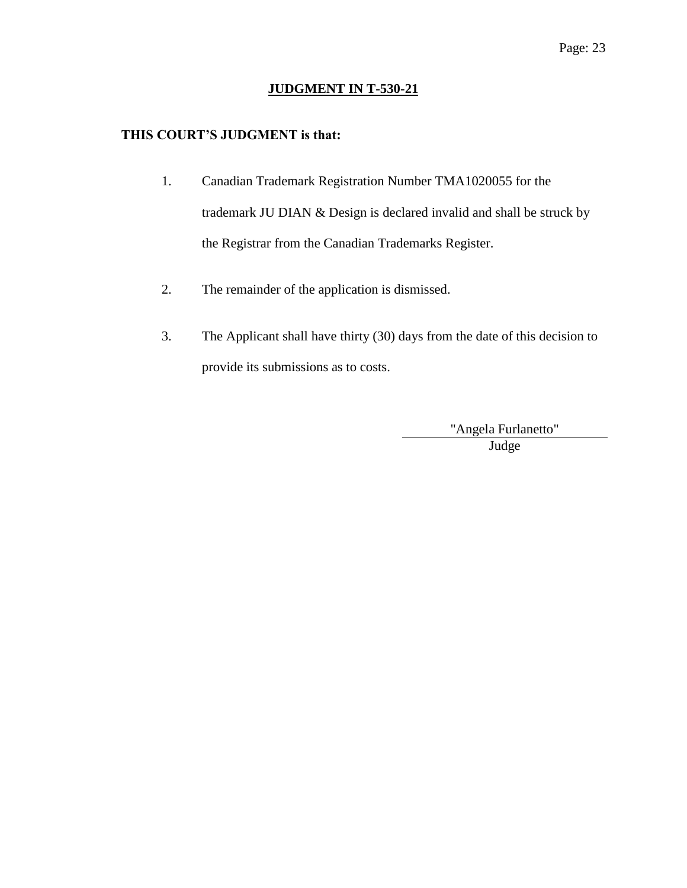## JUDGMENT IN T-530-21

**THIS COURT'S JUDGMENT is that:**

1. Canadian Trademark Registration Number TMA1020055 for the trademark JU DIAN & Design is declared invalid and shall be struck by the Registrar from the Canadian Trademarks Register.

2. The remainder of the application is dismissed.

3. The Applicant shall have thirty (30) days from the date of this decision to provide its submissions as to costs.

"Angela Furlanetto"

Judge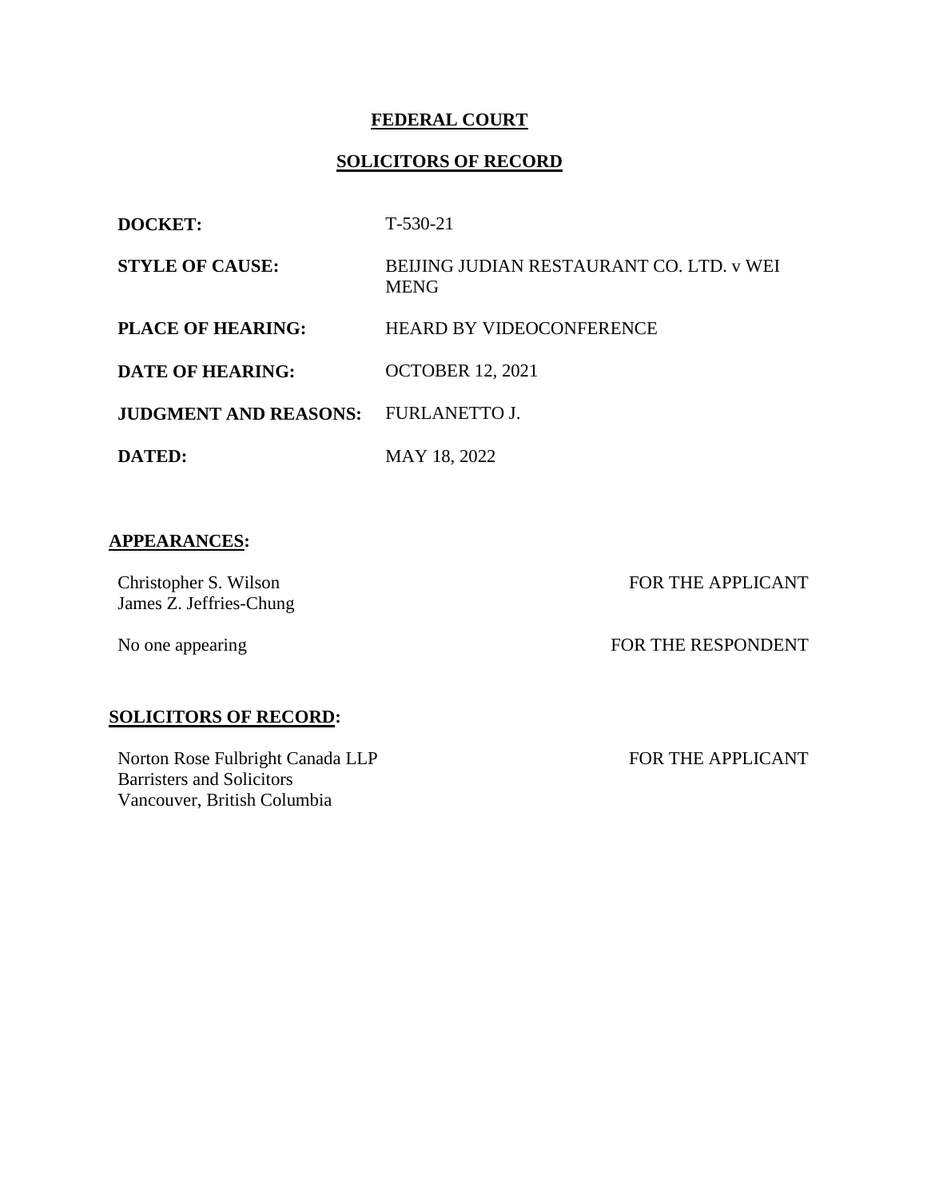**FEDERAL COURT**

**SOLICITORS OF RECORD**

| | |
|---|---|
| **DOCKET:** | T-530-21 |
| **STYLE OF CAUSE:** | BEIJING JUDIAN RESTAURANT CO. LTD. v WEI MENG |
| **PLACE OF HEARING:** | HEARD BY VIDEOCONFERENCE |
| **DATE OF HEARING:** | OCTOBER 12, 2021 |
| **JUDGMENT AND REASONS:** | FURLANETTO J. |
| **DATED:** | MAY 18, 2022 |

**APPEARANCES:**

| | |
|---|---|
| Christopher S. Wilson<br>James Z. Jeffries-Chung | FOR THE APPLICANT |
| No one appearing | FOR THE RESPONDENT |

**SOLICITORS OF RECORD:**

| | |
|---|---|
| Norton Rose Fulbright Canada LLP<br>Barristers and Solicitors<br>Vancouver, British Columbia | FOR THE APPLICANT |